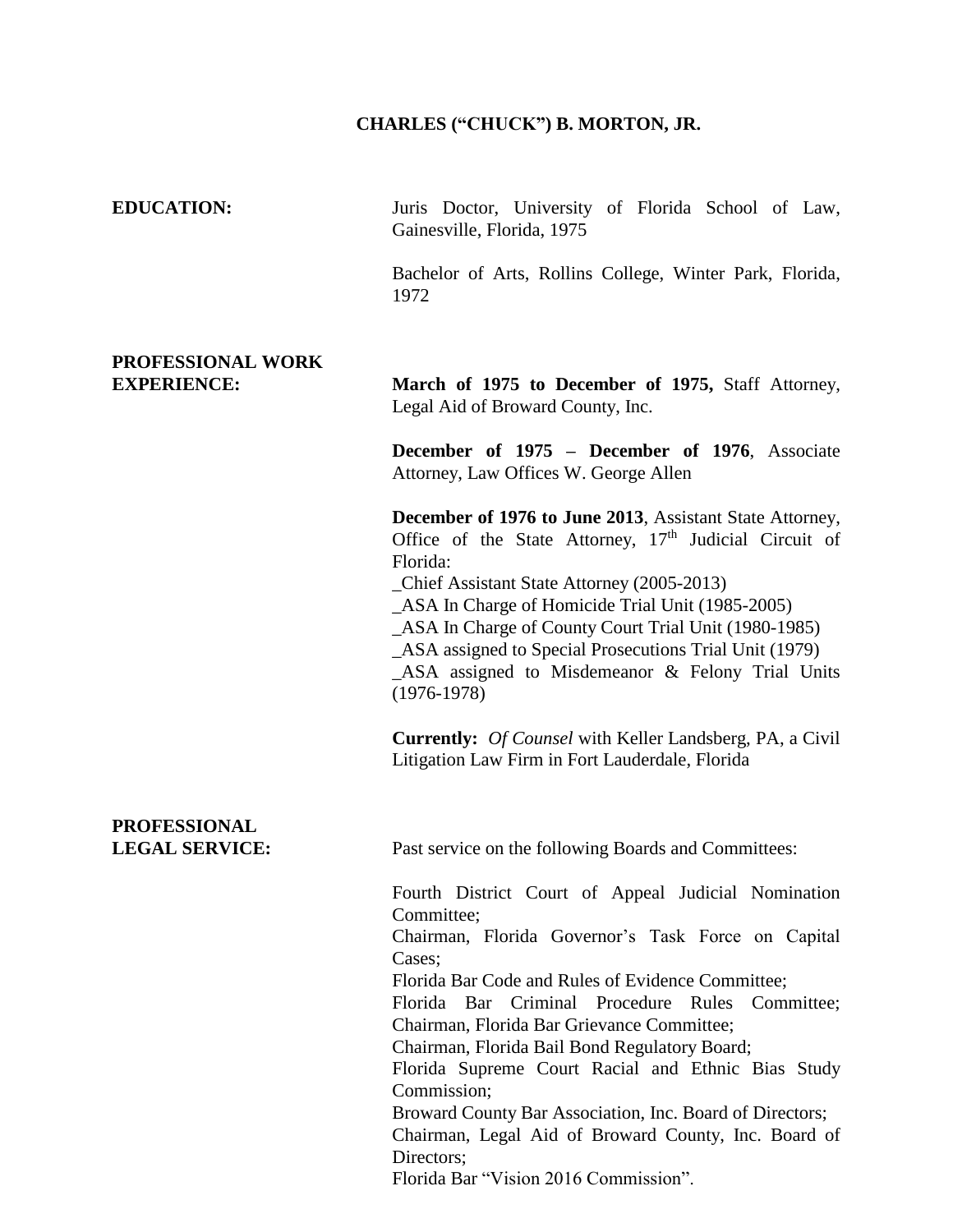# CHARLES ("CHUCK") B. MORTON, JR.

**EDUCATION:**

Juris Doctor, University of Florida School of Law, Gainesville, Florida, 1975

Bachelor of Arts, Rollins College, Winter Park, Florida, 1972

**PROFESSIONAL WORK EXPERIENCE:**

**March of 1975 to December of 1975,** Staff Attorney, Legal Aid of Broward County, Inc.

**December of 1975 – December of 1976**, Associate Attorney, Law Offices W. George Allen

**December of 1976 to June 2013**, Assistant State Attorney, Office of the State Attorney, 17th Judicial Circuit of Florida:
_Chief Assistant State Attorney (2005-2013)
_ASA In Charge of Homicide Trial Unit (1985-2005)
_ASA In Charge of County Court Trial Unit (1980-1985)
_ASA assigned to Special Prosecutions Trial Unit (1979)
_ASA assigned to Misdemeanor & Felony Trial Units (1976-1978)

**Currently:** *Of Counsel* with Keller Landsberg, PA, a Civil Litigation Law Firm in Fort Lauderdale, Florida

**PROFESSIONAL LEGAL SERVICE:**

Past service on the following Boards and Committees:

Fourth District Court of Appeal Judicial Nomination Committee;
Chairman, Florida Governor's Task Force on Capital Cases;
Florida Bar Code and Rules of Evidence Committee;
Florida Bar Criminal Procedure Rules Committee;
Chairman, Florida Bar Grievance Committee;
Chairman, Florida Bail Bond Regulatory Board;
Florida Supreme Court Racial and Ethnic Bias Study Commission;
Broward County Bar Association, Inc. Board of Directors;
Chairman, Legal Aid of Broward County, Inc. Board of Directors;
Florida Bar "Vision 2016 Commission".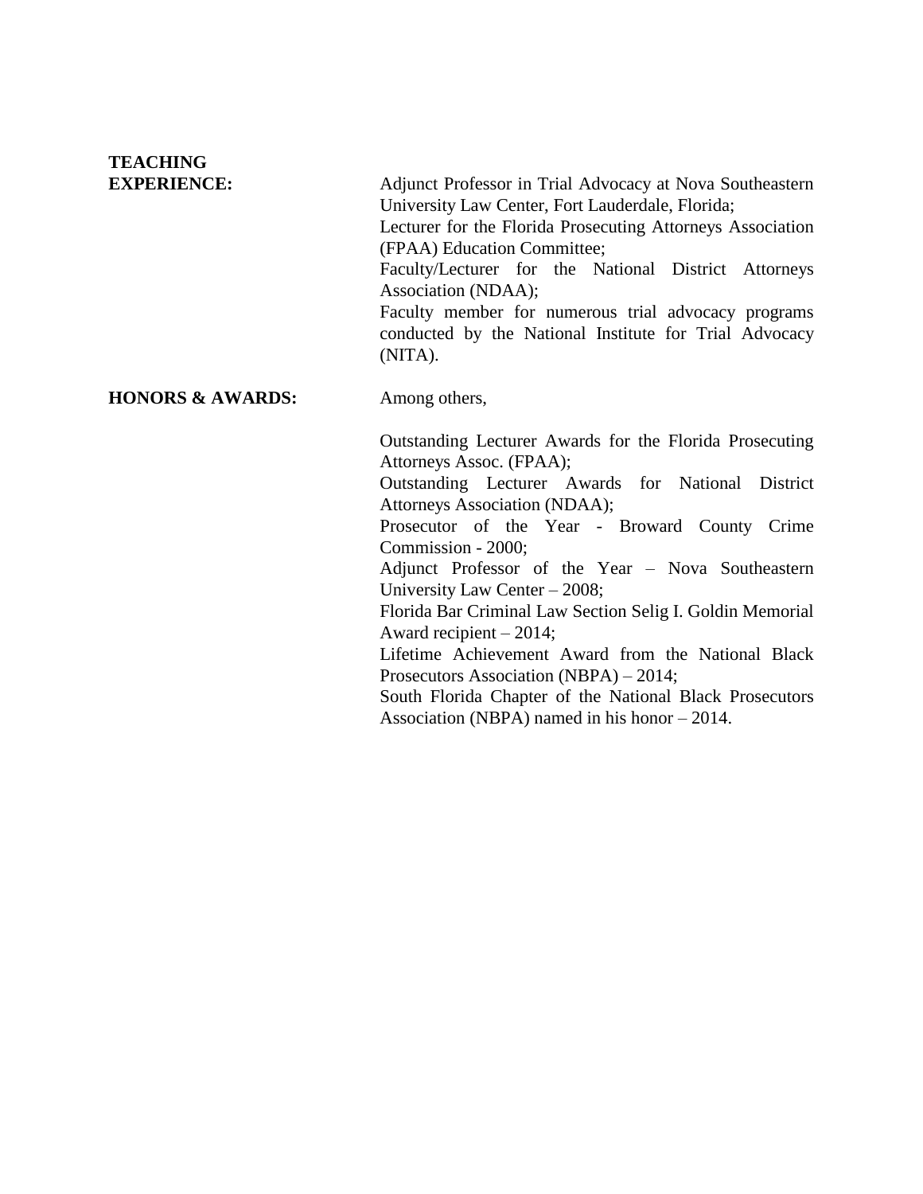**TEACHING EXPERIENCE:**

Adjunct Professor in Trial Advocacy at Nova Southeastern University Law Center, Fort Lauderdale, Florida;
Lecturer for the Florida Prosecuting Attorneys Association (FPAA) Education Committee;
Faculty/Lecturer for the National District Attorneys Association (NDAA);
Faculty member for numerous trial advocacy programs conducted by the National Institute for Trial Advocacy (NITA).

**HONORS & AWARDS:**

Among others,

Outstanding Lecturer Awards for the Florida Prosecuting Attorneys Assoc. (FPAA);
Outstanding Lecturer Awards for National District Attorneys Association (NDAA);
Prosecutor of the Year - Broward County Crime Commission - 2000;
Adjunct Professor of the Year – Nova Southeastern University Law Center – 2008;
Florida Bar Criminal Law Section Selig I. Goldin Memorial Award recipient – 2014;
Lifetime Achievement Award from the National Black Prosecutors Association (NBPA) – 2014;
South Florida Chapter of the National Black Prosecutors Association (NBPA) named in his honor – 2014.